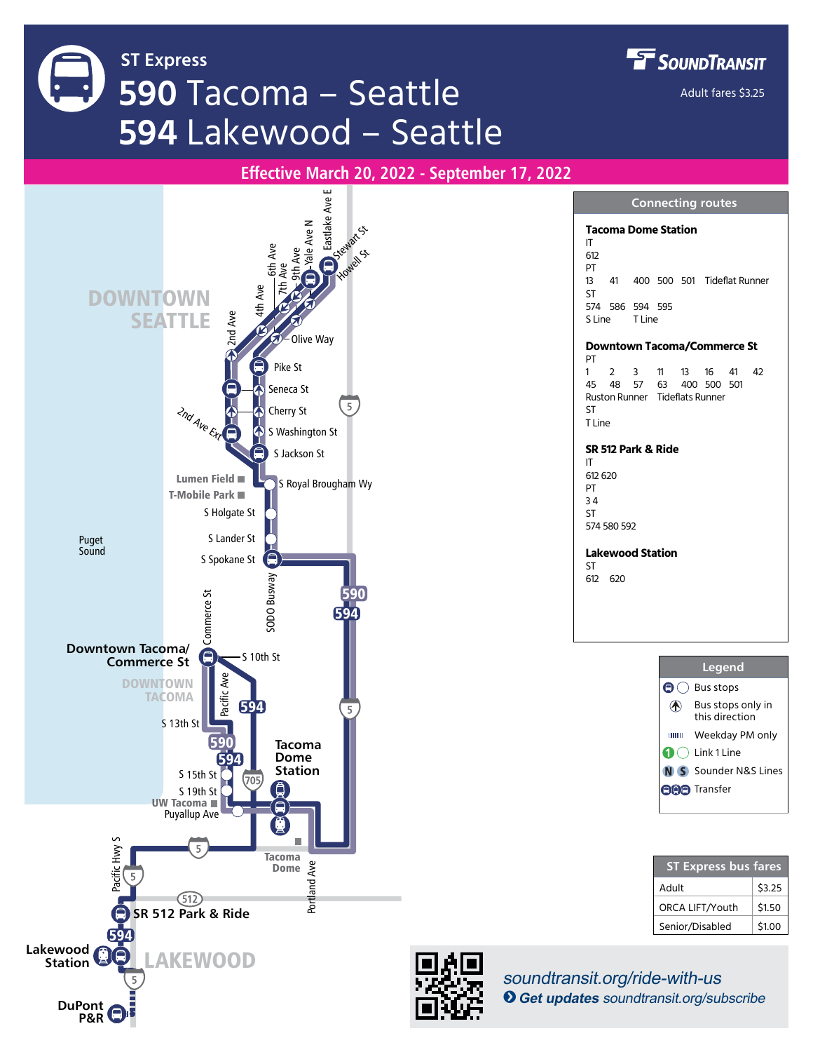# ST Express

# 590 Tacoma – Seattle
# 594 Lakewood – Seattle

**SOUNDTRANSIT**

Adult fares $3.25

**Effective March 20, 2022 - September 17, 2022**

DOWNTOWN SEATTLE

Eastlake Ave E, Stewart St, Howell St, Yale Ave N, 9th Ave, 7th Ave, 6th Ave, 4th Ave, 2nd Ave, Olive Way, Pike St, Seneca St, Cherry St, S Washington St, 2nd Ave Ext, S Jackson St, Lumen Field, T-Mobile Park, S Royal Brougham Wy, S Holgate St, S Lander St, S Spokane St, SODO Busway

Puget Sound

590 594

Downtown Tacoma/ Commerce St, Commerce St, S 10th St, DOWNTOWN TACOMA, Pacific Ave, S 13th St, Tacoma Dome Station, S 15th St, S 19th St, UW Tacoma, Puyallup Ave, Tacoma Dome, Portland Ave, Pacific Hwy S, SR 512 Park & Ride, Lakewood Station, LAKEWOOD, DuPont P&R

## Connecting routes

**Tacoma Dome Station**
IT
612
PT
13 41 400 500 501 Tideflat Runner
ST
574 586 594 595
S Line T Line

**Downtown Tacoma/Commerce St**
PT
1 2 3 11 13 16 41 42
45 48 57 63 400 500 501
Ruston Runner Tideflats Runner
ST
T Line

**SR 512 Park & Ride**
IT
612 620
PT
3 4
ST
574 580 592

**Lakewood Station**
ST
612 620

## Legend

- Bus stops
- Bus stops only in this direction
- Weekday PM only
- Link 1 Line
- Sounder N&S Lines
- Transfer

## ST Express bus fares

| ST Express bus fares | |
|---|---|
| Adult | $3.25 |
| ORCA LIFT/Youth | $1.50 |
| Senior/Disabled | $1.00 |

*soundtransit.org/ride-with-us*

***Get updates** soundtransit.org/subscribe*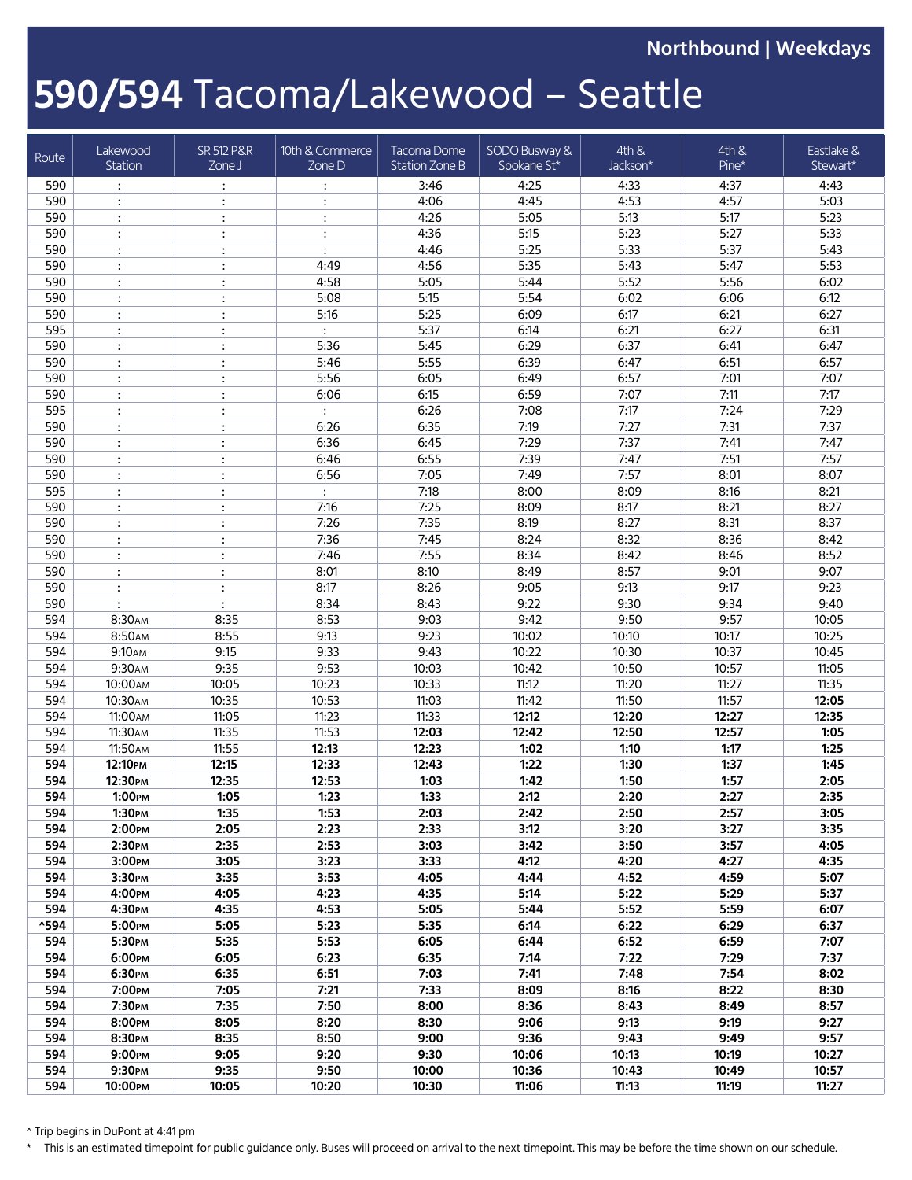**Northbound | Weekdays**

# **590/594** Tacoma/Lakewood – Seattle

| Route | Lakewood Station | SR 512 P&R Zone J | 10th & Commerce Zone D | Tacoma Dome Station Zone B | SODO Busway & Spokane St* | 4th & Jackson* | 4th & Pine* | Eastlake & Stewart* |
|---|---|---|---|---|---|---|---|---|
| 590 | : | : | : | 3:46 | 4:25 | 4:33 | 4:37 | 4:43 |
| 590 | : | : | : | 4:06 | 4:45 | 4:53 | 4:57 | 5:03 |
| 590 | : | : | : | 4:26 | 5:05 | 5:13 | 5:17 | 5:23 |
| 590 | : | : | : | 4:36 | 5:15 | 5:23 | 5:27 | 5:33 |
| 590 | : | : | : | 4:46 | 5:25 | 5:33 | 5:37 | 5:43 |
| 590 | : | : | 4:49 | 4:56 | 5:35 | 5:43 | 5:47 | 5:53 |
| 590 | : | : | 4:58 | 5:05 | 5:44 | 5:52 | 5:56 | 6:02 |
| 590 | : | : | 5:08 | 5:15 | 5:54 | 6:02 | 6:06 | 6:12 |
| 590 | : | : | 5:16 | 5:25 | 6:09 | 6:17 | 6:21 | 6:27 |
| 595 | : | : | : | 5:37 | 6:14 | 6:21 | 6:27 | 6:31 |
| 590 | : | : | 5:36 | 5:45 | 6:29 | 6:37 | 6:41 | 6:47 |
| 590 | : | : | 5:46 | 5:55 | 6:39 | 6:47 | 6:51 | 6:57 |
| 590 | : | : | 5:56 | 6:05 | 6:49 | 6:57 | 7:01 | 7:07 |
| 590 | : | : | 6:06 | 6:15 | 6:59 | 7:07 | 7:11 | 7:17 |
| 595 | : | : | : | 6:26 | 7:08 | 7:17 | 7:24 | 7:29 |
| 590 | : | : | 6:26 | 6:35 | 7:19 | 7:27 | 7:31 | 7:37 |
| 590 | : | : | 6:36 | 6:45 | 7:29 | 7:37 | 7:41 | 7:47 |
| 590 | : | : | 6:46 | 6:55 | 7:39 | 7:47 | 7:51 | 7:57 |
| 590 | : | : | 6:56 | 7:05 | 7:49 | 7:57 | 8:01 | 8:07 |
| 595 | : | : | : | 7:18 | 8:00 | 8:09 | 8:16 | 8:21 |
| 590 | : | : | 7:16 | 7:25 | 8:09 | 8:17 | 8:21 | 8:27 |
| 590 | : | : | 7:26 | 7:35 | 8:19 | 8:27 | 8:31 | 8:37 |
| 590 | : | : | 7:36 | 7:45 | 8:24 | 8:32 | 8:36 | 8:42 |
| 590 | : | : | 7:46 | 7:55 | 8:34 | 8:42 | 8:46 | 8:52 |
| 590 | : | : | 8:01 | 8:10 | 8:49 | 8:57 | 9:01 | 9:07 |
| 590 | : | : | 8:17 | 8:26 | 9:05 | 9:13 | 9:17 | 9:23 |
| 590 | : | : | 8:34 | 8:43 | 9:22 | 9:30 | 9:34 | 9:40 |
| 594 | 8:30AM | 8:35 | 8:53 | 9:03 | 9:42 | 9:50 | 9:57 | 10:05 |
| 594 | 8:50AM | 8:55 | 9:13 | 9:23 | 10:02 | 10:10 | 10:17 | 10:25 |
| 594 | 9:10AM | 9:15 | 9:33 | 9:43 | 10:22 | 10:30 | 10:37 | 10:45 |
| 594 | 9:30AM | 9:35 | 9:53 | 10:03 | 10:42 | 10:50 | 10:57 | 11:05 |
| 594 | 10:00AM | 10:05 | 10:23 | 10:33 | 11:12 | 11:20 | 11:27 | 11:35 |
| 594 | 10:30AM | 10:35 | 10:53 | 11:03 | 11:42 | 11:50 | 11:57 | **12:05** |
| 594 | 11:00AM | 11:05 | 11:23 | 11:33 | **12:12** | **12:20** | **12:27** | **12:35** |
| 594 | 11:30AM | 11:35 | 11:53 | **12:03** | **12:42** | **12:50** | **12:57** | **1:05** |
| 594 | 11:50AM | 11:55 | **12:13** | **12:23** | **1:02** | **1:10** | **1:17** | **1:25** |
| **594** | **12:10PM** | **12:15** | **12:33** | **12:43** | **1:22** | **1:30** | **1:37** | **1:45** |
| **594** | **12:30PM** | **12:35** | **12:53** | **1:03** | **1:42** | **1:50** | **1:57** | **2:05** |
| **594** | **1:00PM** | **1:05** | **1:23** | **1:33** | **2:12** | **2:20** | **2:27** | **2:35** |
| **594** | **1:30PM** | **1:35** | **1:53** | **2:03** | **2:42** | **2:50** | **2:57** | **3:05** |
| **594** | **2:00PM** | **2:05** | **2:23** | **2:33** | **3:12** | **3:20** | **3:27** | **3:35** |
| **594** | **2:30PM** | **2:35** | **2:53** | **3:03** | **3:42** | **3:50** | **3:57** | **4:05** |
| **594** | **3:00PM** | **3:05** | **3:23** | **3:33** | **4:12** | **4:20** | **4:27** | **4:35** |
| **594** | **3:30PM** | **3:35** | **3:53** | **4:05** | **4:44** | **4:52** | **4:59** | **5:07** |
| **594** | **4:00PM** | **4:05** | **4:23** | **4:35** | **5:14** | **5:22** | **5:29** | **5:37** |
| **594** | **4:30PM** | **4:35** | **4:53** | **5:05** | **5:44** | **5:52** | **5:59** | **6:07** |
| **^594** | **5:00PM** | **5:05** | **5:23** | **5:35** | **6:14** | **6:22** | **6:29** | **6:37** |
| **594** | **5:30PM** | **5:35** | **5:53** | **6:05** | **6:44** | **6:52** | **6:59** | **7:07** |
| **594** | **6:00PM** | **6:05** | **6:23** | **6:35** | **7:14** | **7:22** | **7:29** | **7:37** |
| **594** | **6:30PM** | **6:35** | **6:51** | **7:03** | **7:41** | **7:48** | **7:54** | **8:02** |
| **594** | **7:00PM** | **7:05** | **7:21** | **7:33** | **8:09** | **8:16** | **8:22** | **8:30** |
| **594** | **7:30PM** | **7:35** | **7:50** | **8:00** | **8:36** | **8:43** | **8:49** | **8:57** |
| **594** | **8:00PM** | **8:05** | **8:20** | **8:30** | **9:06** | **9:13** | **9:19** | **9:27** |
| **594** | **8:30PM** | **8:35** | **8:50** | **9:00** | **9:36** | **9:43** | **9:49** | **9:57** |
| **594** | **9:00PM** | **9:05** | **9:20** | **9:30** | **10:06** | **10:13** | **10:19** | **10:27** |
| **594** | **9:30PM** | **9:35** | **9:50** | **10:00** | **10:36** | **10:43** | **10:49** | **10:57** |
| **594** | **10:00PM** | **10:05** | **10:20** | **10:30** | **11:06** | **11:13** | **11:19** | **11:27** |

^ Trip begins in DuPont at 4:41 pm

\* This is an estimated timepoint for public guidance only. Buses will proceed on arrival to the next timepoint. This may be before the time shown on our schedule.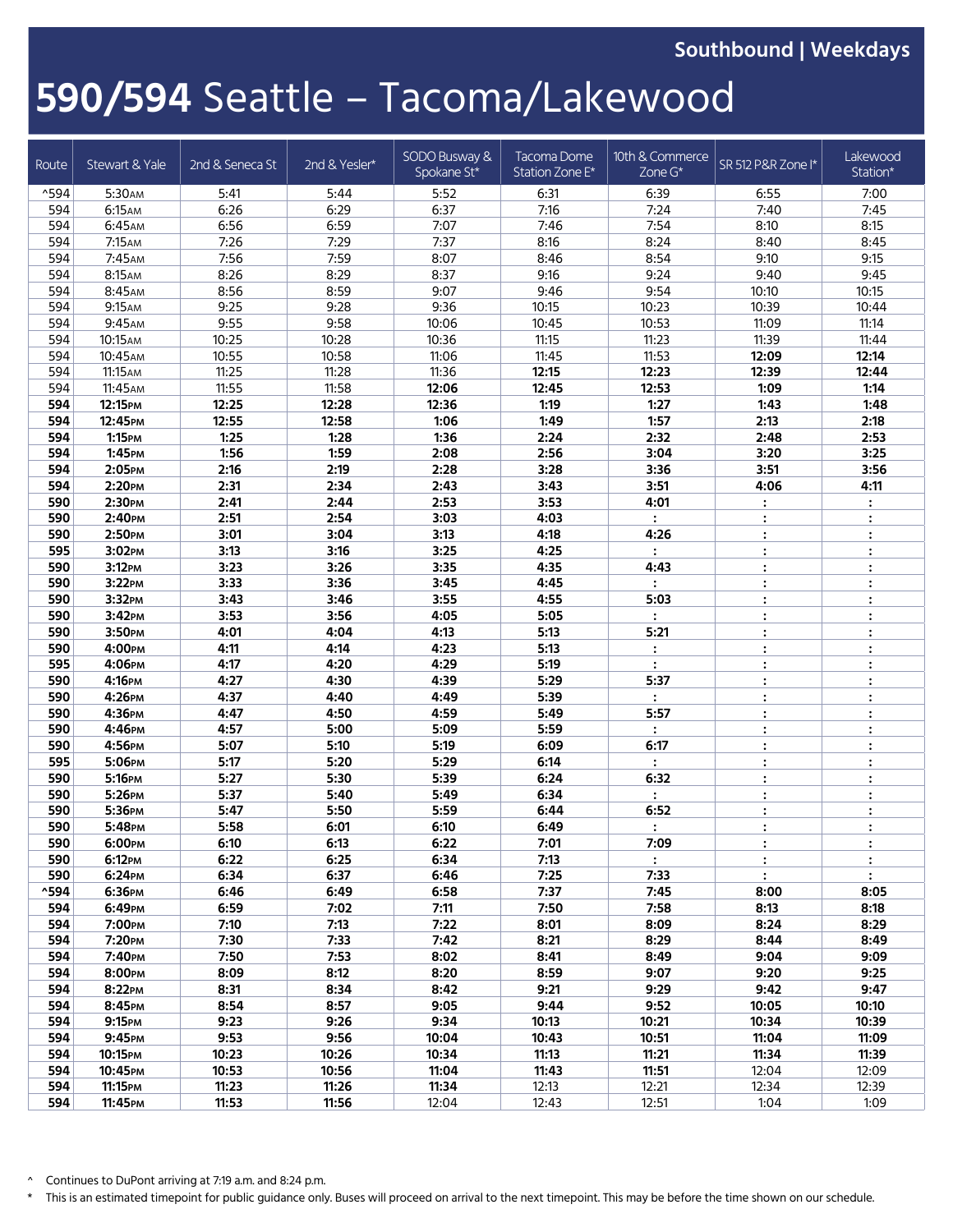**Southbound | Weekdays**

# 590/594 Seattle – Tacoma/Lakewood

| Route | Stewart & Yale | 2nd & Seneca St | 2nd & Yesler* | SODO Busway & Spokane St* | Tacoma Dome Station Zone E* | 10th & Commerce Zone G* | SR 512 P&R Zone I* | Lakewood Station* |
|---|---|---|---|---|---|---|---|---|
| ^594 | 5:30AM | 5:41 | 5:44 | 5:52 | 6:31 | 6:39 | 6:55 | 7:00 |
| 594 | 6:15AM | 6:26 | 6:29 | 6:37 | 7:16 | 7:24 | 7:40 | 7:45 |
| 594 | 6:45AM | 6:56 | 6:59 | 7:07 | 7:46 | 7:54 | 8:10 | 8:15 |
| 594 | 7:15AM | 7:26 | 7:29 | 7:37 | 8:16 | 8:24 | 8:40 | 8:45 |
| 594 | 7:45AM | 7:56 | 7:59 | 8:07 | 8:46 | 8:54 | 9:10 | 9:15 |
| 594 | 8:15AM | 8:26 | 8:29 | 8:37 | 9:16 | 9:24 | 9:40 | 9:45 |
| 594 | 8:45AM | 8:56 | 8:59 | 9:07 | 9:46 | 9:54 | 10:10 | 10:15 |
| 594 | 9:15AM | 9:25 | 9:28 | 9:36 | 10:15 | 10:23 | 10:39 | 10:44 |
| 594 | 9:45AM | 9:55 | 9:58 | 10:06 | 10:45 | 10:53 | 11:09 | 11:14 |
| 594 | 10:15AM | 10:25 | 10:28 | 10:36 | 11:15 | 11:23 | 11:39 | 11:44 |
| 594 | 10:45AM | 10:55 | 10:58 | 11:06 | 11:45 | 11:53 | **12:09** | **12:14** |
| 594 | 11:15AM | 11:25 | 11:28 | 11:36 | **12:15** | **12:23** | **12:39** | **12:44** |
| 594 | 11:45AM | 11:55 | 11:58 | **12:06** | **12:45** | **12:53** | **1:09** | **1:14** |
| **594** | **12:15PM** | **12:25** | **12:28** | **12:36** | **1:19** | **1:27** | **1:43** | **1:48** |
| **594** | **12:45PM** | **12:55** | **12:58** | **1:06** | **1:49** | **1:57** | **2:13** | **2:18** |
| **594** | **1:15PM** | **1:25** | **1:28** | **1:36** | **2:24** | **2:32** | **2:48** | **2:53** |
| **594** | **1:45PM** | **1:56** | **1:59** | **2:08** | **2:56** | **3:04** | **3:20** | **3:25** |
| **594** | **2:05PM** | **2:16** | **2:19** | **2:28** | **3:28** | **3:36** | **3:51** | **3:56** |
| **594** | **2:20PM** | **2:31** | **2:34** | **2:43** | **3:43** | **3:51** | **4:06** | **4:11** |
| **590** | **2:30PM** | **2:41** | **2:44** | **2:53** | **3:53** | **4:01** | : | : |
| **590** | **2:40PM** | **2:51** | **2:54** | **3:03** | **4:03** | : | : | : |
| **590** | **2:50PM** | **3:01** | **3:04** | **3:13** | **4:18** | **4:26** | : | : |
| **595** | **3:02PM** | **3:13** | **3:16** | **3:25** | **4:25** | : | : | : |
| **590** | **3:12PM** | **3:23** | **3:26** | **3:35** | **4:35** | **4:43** | : | : |
| **590** | **3:22PM** | **3:33** | **3:36** | **3:45** | **4:45** | : | : | : |
| **590** | **3:32PM** | **3:43** | **3:46** | **3:55** | **4:55** | **5:03** | : | : |
| **590** | **3:42PM** | **3:53** | **3:56** | **4:05** | **5:05** | : | : | : |
| **590** | **3:50PM** | **4:01** | **4:04** | **4:13** | **5:13** | **5:21** | : | : |
| **590** | **4:00PM** | **4:11** | **4:14** | **4:23** | **5:13** | : | : | : |
| **595** | **4:06PM** | **4:17** | **4:20** | **4:29** | **5:19** | : | : | : |
| **590** | **4:16PM** | **4:27** | **4:30** | **4:39** | **5:29** | **5:37** | : | : |
| **590** | **4:26PM** | **4:37** | **4:40** | **4:49** | **5:39** | : | : | : |
| **590** | **4:36PM** | **4:47** | **4:50** | **4:59** | **5:49** | **5:57** | : | : |
| **590** | **4:46PM** | **4:57** | **5:00** | **5:09** | **5:59** | : | : | : |
| **590** | **4:56PM** | **5:07** | **5:10** | **5:19** | **6:09** | **6:17** | : | : |
| **595** | **5:06PM** | **5:17** | **5:20** | **5:29** | **6:14** | : | : | : |
| **590** | **5:16PM** | **5:27** | **5:30** | **5:39** | **6:24** | **6:32** | : | : |
| **590** | **5:26PM** | **5:37** | **5:40** | **5:49** | **6:34** | : | : | : |
| **590** | **5:36PM** | **5:47** | **5:50** | **5:59** | **6:44** | **6:52** | : | : |
| **590** | **5:48PM** | **5:58** | **6:01** | **6:10** | **6:49** | : | : | : |
| **590** | **6:00PM** | **6:10** | **6:13** | **6:22** | **7:01** | **7:09** | : | : |
| **590** | **6:12PM** | **6:22** | **6:25** | **6:34** | **7:13** | : | : | : |
| **590** | **6:24PM** | **6:34** | **6:37** | **6:46** | **7:25** | **7:33** | : | : |
| **^594** | **6:36PM** | **6:46** | **6:49** | **6:58** | **7:37** | **7:45** | **8:00** | **8:05** |
| **594** | **6:49PM** | **6:59** | **7:02** | **7:11** | **7:50** | **7:58** | **8:13** | **8:18** |
| **594** | **7:00PM** | **7:10** | **7:13** | **7:22** | **8:01** | **8:09** | **8:24** | **8:29** |
| **594** | **7:20PM** | **7:30** | **7:33** | **7:42** | **8:21** | **8:29** | **8:44** | **8:49** |
| **594** | **7:40PM** | **7:50** | **7:53** | **8:02** | **8:41** | **8:49** | **9:04** | **9:09** |
| **594** | **8:00PM** | **8:09** | **8:12** | **8:20** | **8:59** | **9:07** | **9:20** | **9:25** |
| **594** | **8:22PM** | **8:31** | **8:34** | **8:42** | **9:21** | **9:29** | **9:42** | **9:47** |
| **594** | **8:45PM** | **8:54** | **8:57** | **9:05** | **9:44** | **9:52** | **10:05** | **10:10** |
| **594** | **9:15PM** | **9:23** | **9:26** | **9:34** | **10:13** | **10:21** | **10:34** | **10:39** |
| **594** | **9:45PM** | **9:53** | **9:56** | **10:04** | **10:43** | **10:51** | **11:04** | **11:09** |
| **594** | **10:15PM** | **10:23** | **10:26** | **10:34** | **11:13** | **11:21** | **11:34** | **11:39** |
| **594** | **10:45PM** | **10:53** | **10:56** | **11:04** | **11:43** | **11:51** | 12:04 | 12:09 |
| **594** | **11:15PM** | **11:23** | **11:26** | **11:34** | 12:13 | 12:21 | 12:34 | 12:39 |
| **594** | **11:45PM** | **11:53** | **11:56** | 12:04 | 12:43 | 12:51 | 1:04 | 1:09 |

^ Continues to DuPont arriving at 7:19 a.m. and 8:24 p.m.

\* This is an estimated timepoint for public guidance only. Buses will proceed on arrival to the next timepoint. This may be before the time shown on our schedule.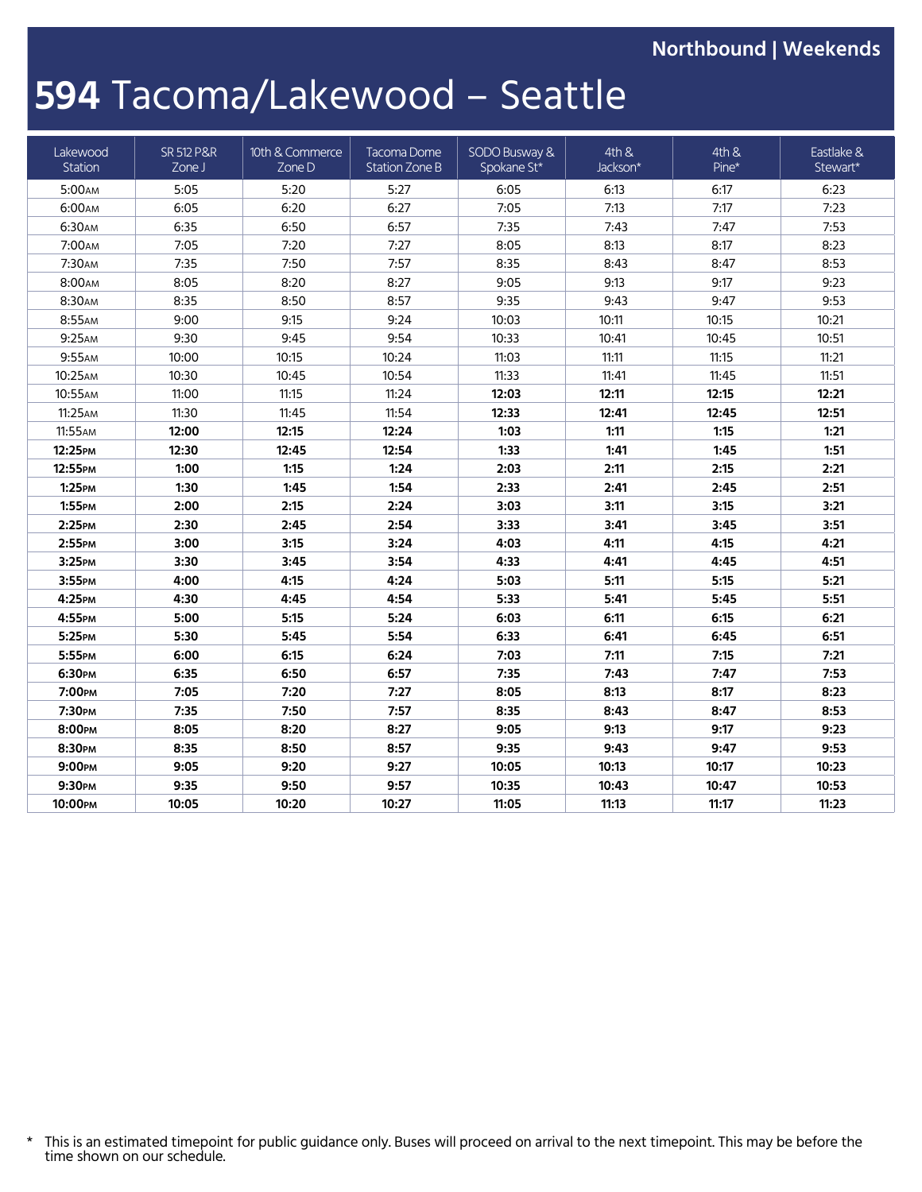Northbound | Weekends

# 594 Tacoma/Lakewood – Seattle

| Lakewood Station | SR 512 P&R Zone J | 10th & Commerce Zone D | Tacoma Dome Station Zone B | SODO Busway & Spokane St* | 4th & Jackson* | 4th & Pine* | Eastlake & Stewart* |
|---|---|---|---|---|---|---|---|
| 5:00AM | 5:05 | 5:20 | 5:27 | 6:05 | 6:13 | 6:17 | 6:23 |
| 6:00AM | 6:05 | 6:20 | 6:27 | 7:05 | 7:13 | 7:17 | 7:23 |
| 6:30AM | 6:35 | 6:50 | 6:57 | 7:35 | 7:43 | 7:47 | 7:53 |
| 7:00AM | 7:05 | 7:20 | 7:27 | 8:05 | 8:13 | 8:17 | 8:23 |
| 7:30AM | 7:35 | 7:50 | 7:57 | 8:35 | 8:43 | 8:47 | 8:53 |
| 8:00AM | 8:05 | 8:20 | 8:27 | 9:05 | 9:13 | 9:17 | 9:23 |
| 8:30AM | 8:35 | 8:50 | 8:57 | 9:35 | 9:43 | 9:47 | 9:53 |
| 8:55AM | 9:00 | 9:15 | 9:24 | 10:03 | 10:11 | 10:15 | 10:21 |
| 9:25AM | 9:30 | 9:45 | 9:54 | 10:33 | 10:41 | 10:45 | 10:51 |
| 9:55AM | 10:00 | 10:15 | 10:24 | 11:03 | 11:11 | 11:15 | 11:21 |
| 10:25AM | 10:30 | 10:45 | 10:54 | 11:33 | 11:41 | 11:45 | 11:51 |
| 10:55AM | 11:00 | 11:15 | 11:24 | **12:03** | **12:11** | **12:15** | **12:21** |
| 11:25AM | 11:30 | 11:45 | 11:54 | **12:33** | **12:41** | **12:45** | **12:51** |
| 11:55AM | **12:00** | **12:15** | **12:24** | **1:03** | **1:11** | **1:15** | **1:21** |
| **12:25PM** | **12:30** | **12:45** | **12:54** | **1:33** | **1:41** | **1:45** | **1:51** |
| **12:55PM** | **1:00** | **1:15** | **1:24** | **2:03** | **2:11** | **2:15** | **2:21** |
| **1:25PM** | **1:30** | **1:45** | **1:54** | **2:33** | **2:41** | **2:45** | **2:51** |
| **1:55PM** | **2:00** | **2:15** | **2:24** | **3:03** | **3:11** | **3:15** | **3:21** |
| **2:25PM** | **2:30** | **2:45** | **2:54** | **3:33** | **3:41** | **3:45** | **3:51** |
| **2:55PM** | **3:00** | **3:15** | **3:24** | **4:03** | **4:11** | **4:15** | **4:21** |
| **3:25PM** | **3:30** | **3:45** | **3:54** | **4:33** | **4:41** | **4:45** | **4:51** |
| **3:55PM** | **4:00** | **4:15** | **4:24** | **5:03** | **5:11** | **5:15** | **5:21** |
| **4:25PM** | **4:30** | **4:45** | **4:54** | **5:33** | **5:41** | **5:45** | **5:51** |
| **4:55PM** | **5:00** | **5:15** | **5:24** | **6:03** | **6:11** | **6:15** | **6:21** |
| **5:25PM** | **5:30** | **5:45** | **5:54** | **6:33** | **6:41** | **6:45** | **6:51** |
| **5:55PM** | **6:00** | **6:15** | **6:24** | **7:03** | **7:11** | **7:15** | **7:21** |
| **6:30PM** | **6:35** | **6:50** | **6:57** | **7:35** | **7:43** | **7:47** | **7:53** |
| **7:00PM** | **7:05** | **7:20** | **7:27** | **8:05** | **8:13** | **8:17** | **8:23** |
| **7:30PM** | **7:35** | **7:50** | **7:57** | **8:35** | **8:43** | **8:47** | **8:53** |
| **8:00PM** | **8:05** | **8:20** | **8:27** | **9:05** | **9:13** | **9:17** | **9:23** |
| **8:30PM** | **8:35** | **8:50** | **8:57** | **9:35** | **9:43** | **9:47** | **9:53** |
| **9:00PM** | **9:05** | **9:20** | **9:27** | **10:05** | **10:13** | **10:17** | **10:23** |
| **9:30PM** | **9:35** | **9:50** | **9:57** | **10:35** | **10:43** | **10:47** | **10:53** |
| **10:00PM** | **10:05** | **10:20** | **10:27** | **11:05** | **11:13** | **11:17** | **11:23** |

* This is an estimated timepoint for public guidance only. Buses will proceed on arrival to the next timepoint. This may be before the time shown on our schedule.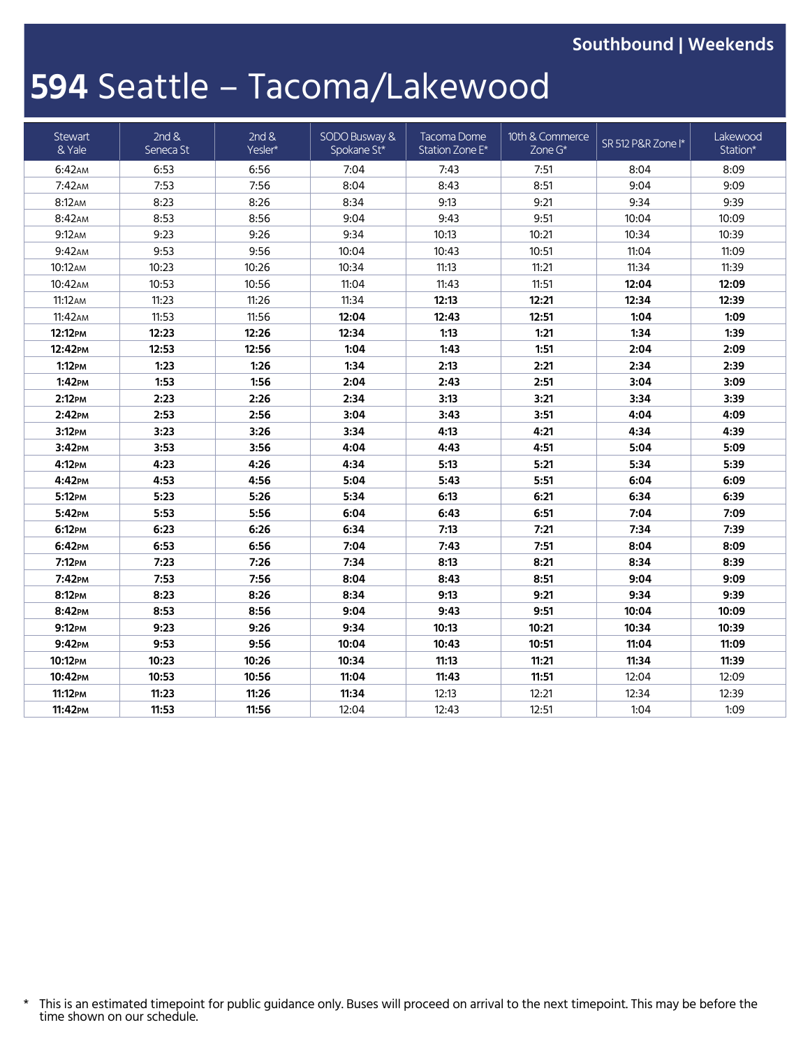**Southbound | Weekends**

# 594 Seattle – Tacoma/Lakewood

| Stewart & Yale | 2nd & Seneca St | 2nd & Yesler* | SODO Busway & Spokane St* | Tacoma Dome Station Zone E* | 10th & Commerce Zone G* | SR 512 P&R Zone I* | Lakewood Station* |
|---|---|---|---|---|---|---|---|
| 6:42AM | 6:53 | 6:56 | 7:04 | 7:43 | 7:51 | 8:04 | 8:09 |
| 7:42AM | 7:53 | 7:56 | 8:04 | 8:43 | 8:51 | 9:04 | 9:09 |
| 8:12AM | 8:23 | 8:26 | 8:34 | 9:13 | 9:21 | 9:34 | 9:39 |
| 8:42AM | 8:53 | 8:56 | 9:04 | 9:43 | 9:51 | 10:04 | 10:09 |
| 9:12AM | 9:23 | 9:26 | 9:34 | 10:13 | 10:21 | 10:34 | 10:39 |
| 9:42AM | 9:53 | 9:56 | 10:04 | 10:43 | 10:51 | 11:04 | 11:09 |
| 10:12AM | 10:23 | 10:26 | 10:34 | 11:13 | 11:21 | 11:34 | 11:39 |
| 10:42AM | 10:53 | 10:56 | 11:04 | 11:43 | 11:51 | **12:04** | **12:09** |
| 11:12AM | 11:23 | 11:26 | 11:34 | **12:13** | **12:21** | **12:34** | **12:39** |
| 11:42AM | 11:53 | 11:56 | **12:04** | **12:43** | **12:51** | **1:04** | **1:09** |
| **12:12PM** | **12:23** | **12:26** | **12:34** | **1:13** | **1:21** | **1:34** | **1:39** |
| **12:42PM** | **12:53** | **12:56** | **1:04** | **1:43** | **1:51** | **2:04** | **2:09** |
| **1:12PM** | **1:23** | **1:26** | **1:34** | **2:13** | **2:21** | **2:34** | **2:39** |
| **1:42PM** | **1:53** | **1:56** | **2:04** | **2:43** | **2:51** | **3:04** | **3:09** |
| **2:12PM** | **2:23** | **2:26** | **2:34** | **3:13** | **3:21** | **3:34** | **3:39** |
| **2:42PM** | **2:53** | **2:56** | **3:04** | **3:43** | **3:51** | **4:04** | **4:09** |
| **3:12PM** | **3:23** | **3:26** | **3:34** | **4:13** | **4:21** | **4:34** | **4:39** |
| **3:42PM** | **3:53** | **3:56** | **4:04** | **4:43** | **4:51** | **5:04** | **5:09** |
| **4:12PM** | **4:23** | **4:26** | **4:34** | **5:13** | **5:21** | **5:34** | **5:39** |
| **4:42PM** | **4:53** | **4:56** | **5:04** | **5:43** | **5:51** | **6:04** | **6:09** |
| **5:12PM** | **5:23** | **5:26** | **5:34** | **6:13** | **6:21** | **6:34** | **6:39** |
| **5:42PM** | **5:53** | **5:56** | **6:04** | **6:43** | **6:51** | **7:04** | **7:09** |
| **6:12PM** | **6:23** | **6:26** | **6:34** | **7:13** | **7:21** | **7:34** | **7:39** |
| **6:42PM** | **6:53** | **6:56** | **7:04** | **7:43** | **7:51** | **8:04** | **8:09** |
| **7:12PM** | **7:23** | **7:26** | **7:34** | **8:13** | **8:21** | **8:34** | **8:39** |
| **7:42PM** | **7:53** | **7:56** | **8:04** | **8:43** | **8:51** | **9:04** | **9:09** |
| **8:12PM** | **8:23** | **8:26** | **8:34** | **9:13** | **9:21** | **9:34** | **9:39** |
| **8:42PM** | **8:53** | **8:56** | **9:04** | **9:43** | **9:51** | **10:04** | **10:09** |
| **9:12PM** | **9:23** | **9:26** | **9:34** | **10:13** | **10:21** | **10:34** | **10:39** |
| **9:42PM** | **9:53** | **9:56** | **10:04** | **10:43** | **10:51** | **11:04** | **11:09** |
| **10:12PM** | **10:23** | **10:26** | **10:34** | **11:13** | **11:21** | **11:34** | **11:39** |
| **10:42PM** | **10:53** | **10:56** | **11:04** | **11:43** | **11:51** | 12:04 | 12:09 |
| **11:12PM** | **11:23** | **11:26** | **11:34** | 12:13 | 12:21 | 12:34 | 12:39 |
| **11:42PM** | **11:53** | **11:56** | 12:04 | 12:43 | 12:51 | 1:04 | 1:09 |

\* This is an estimated timepoint for public guidance only. Buses will proceed on arrival to the next timepoint. This may be before the time shown on our schedule.